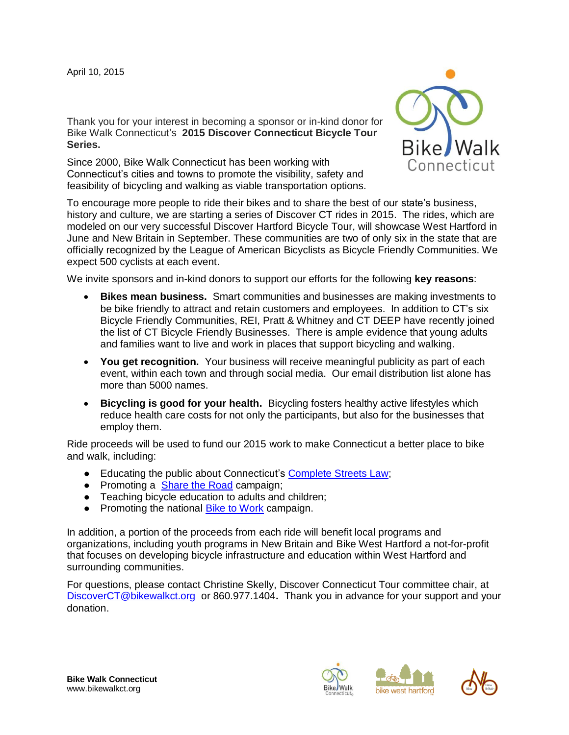April 10, 2015

Thank you for your interest in becoming a sponsor or in-kind donor for Bike Walk Connecticut's **2015 Discover Connecticut Bicycle Tour Series.**

Since 2000, Bike Walk Connecticut has been working with Connecticut's cities and towns to promote the visibility, safety and feasibility of bicycling and walking as viable transportation options.

To encourage more people to ride their bikes and to share the best of our state's business, history and culture, we are starting a series of Discover CT rides in 2015. The rides, which are modeled on our very successful Discover Hartford Bicycle Tour, will showcase West Hartford in June and New Britain in September. These communities are two of only six in the state that are officially recognized by the League of American Bicyclists as Bicycle Friendly Communities. We expect 500 cyclists at each event.

We invite sponsors and in-kind donors to support our efforts for the following **key reasons**:

- **Bikes mean business.** Smart communities and businesses are making investments to be bike friendly to attract and retain customers and employees. In addition to CT's six Bicycle Friendly Communities, REI, Pratt & Whitney and CT DEEP have recently joined the list of CT Bicycle Friendly Businesses. There is ample evidence that young adults and families want to live and work in places that support bicycling and walking.
- **You get recognition.** Your business will receive meaningful publicity as part of each event, within each town and through social media. Our email distribution list alone has more than 5000 names.
- **Bicycling is good for your health.** Bicycling fosters healthy active lifestyles which reduce health care costs for not only the participants, but also for the businesses that employ them.

Ride proceeds will be used to fund our 2015 work to make Connecticut a better place to bike and walk, including:

- Educating the public about Connecticut's Complete Streets Law;
- Promoting a Share the Road campaign;
- Teaching bicycle education to adults and children;
- Promoting the national Bike to Work campaign.

In addition, a portion of the proceeds from each ride will benefit local programs and organizations, including youth programs in New Britain and Bike West Hartford a not-for-profit that focuses on developing bicycle infrastructure and education within West Hartford and surrounding communities.

For questions, please contact Christine Skelly, Discover Connecticut Tour committee chair, at DiscoverCT@bikewalkct.org or 860.977.1404**.** Thank you in advance for your support and your donation.

**Bike Walk Connecticut**
www.bikewalkct.org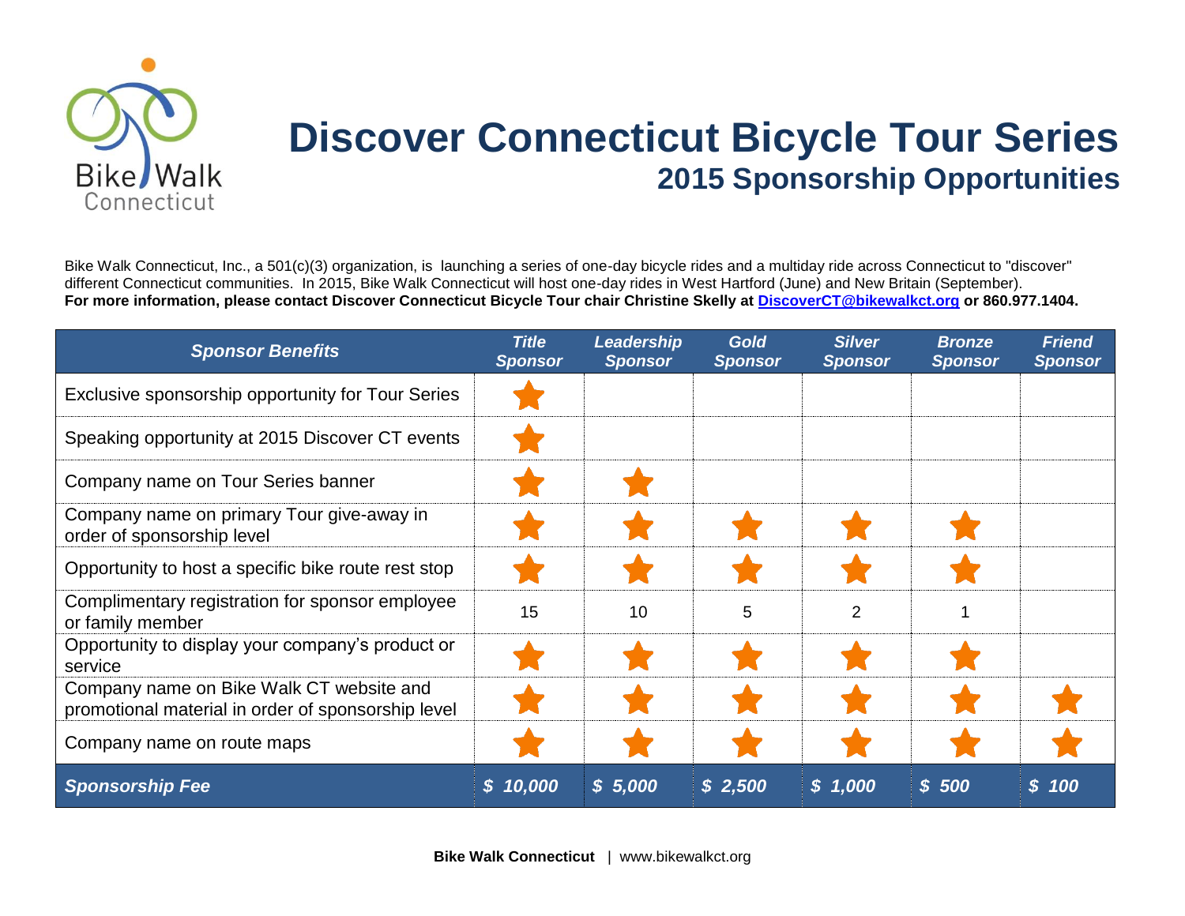# Discover Connecticut Bicycle Tour Series

## 2015 Sponsorship Opportunities

Bike Walk Connecticut, Inc., a 501(c)(3) organization, is launching a series of one-day bicycle rides and a multiday ride across Connecticut to "discover" different Connecticut communities. In 2015, Bike Walk Connecticut will host one-day rides in West Hartford (June) and New Britain (September).
**For more information, please contact Discover Connecticut Bicycle Tour chair Christine Skelly at [DiscoverCT@bikewalkct.org](mailto:DiscoverCT@bikewalkct.org) or 860.977.1404.**

| *Sponsor Benefits* | *Title Sponsor* | *Leadership Sponsor* | *Gold Sponsor* | *Silver Sponsor* | *Bronze Sponsor* | *Friend Sponsor* |
|---|---|---|---|---|---|---|
| Exclusive sponsorship opportunity for Tour Series | ★ | | | | | |
| Speaking opportunity at 2015 Discover CT events | ★ | | | | | |
| Company name on Tour Series banner | ★ | ★ | | | | |
| Company name on primary Tour give-away in order of sponsorship level | ★ | ★ | ★ | ★ | ★ | |
| Opportunity to host a specific bike route rest stop | ★ | ★ | ★ | ★ | ★ | |
| Complimentary registration for sponsor employee or family member | 15 | 10 | 5 | 2 | 1 | |
| Opportunity to display your company's product or service | ★ | ★ | ★ | ★ | ★ | |
| Company name on Bike Walk CT website and promotional material in order of sponsorship level | ★ | ★ | ★ | ★ | ★ | ★ |
| Company name on route maps | ★ | ★ | ★ | ★ | ★ | ★ |
| ***Sponsorship Fee*** | ***$ 10,000*** | ***$ 5,000*** | ***$ 2,500*** | ***$ 1,000*** | ***$ 500*** | ***$ 100*** |

**Bike Walk Connecticut** | www.bikewalkct.org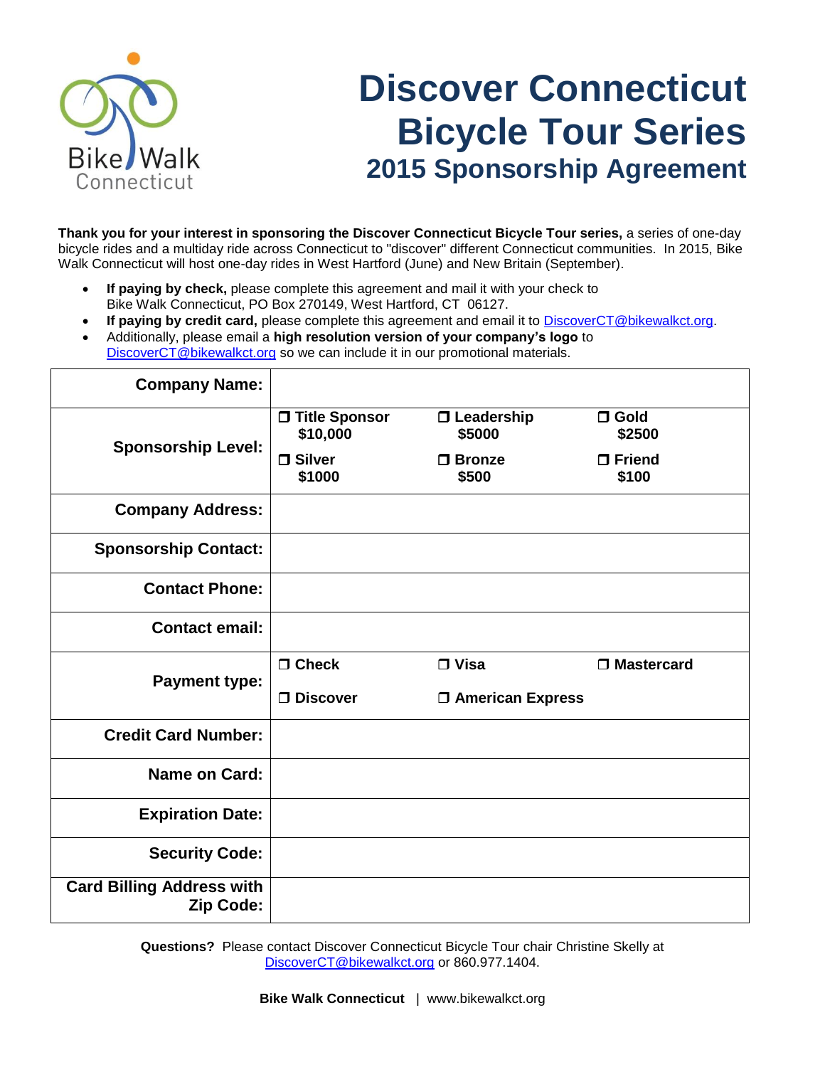Bike Walk Connecticut

# Discover Connecticut Bicycle Tour Series

## 2015 Sponsorship Agreement

**Thank you for your interest in sponsoring the Discover Connecticut Bicycle Tour series,** a series of one-day bicycle rides and a multiday ride across Connecticut to "discover" different Connecticut communities. In 2015, Bike Walk Connecticut will host one-day rides in West Hartford (June) and New Britain (September).

- **If paying by check,** please complete this agreement and mail it with your check to Bike Walk Connecticut, PO Box 270149, West Hartford, CT 06127.
- **If paying by credit card,** please complete this agreement and email it to DiscoverCT@bikewalkct.org.
- Additionally, please email a **high resolution version of your company's logo** to DiscoverCT@bikewalkct.org so we can include it in our promotional materials.

| | | | |
|---|---|---|---|
| **Company Name:** | | | |
| **Sponsorship Level:** | ❐ **Title Sponsor $10,000** | ❐ **Leadership $5000** | ❐ **Gold $2500** |
| | ❐ **Silver $1000** | ❐ **Bronze $500** | ❐ **Friend $100** |
| **Company Address:** | | | |
| **Sponsorship Contact:** | | | |
| **Contact Phone:** | | | |
| **Contact email:** | | | |
| **Payment type:** | ❐ **Check** | ❐ **Visa** | ❐ **Mastercard** |
| | ❐ **Discover** | ❐ **American Express** | |
| **Credit Card Number:** | | | |
| **Name on Card:** | | | |
| **Expiration Date:** | | | |
| **Security Code:** | | | |
| **Card Billing Address with Zip Code:** | | | |

**Questions?** Please contact Discover Connecticut Bicycle Tour chair Christine Skelly at DiscoverCT@bikewalkct.org or 860.977.1404.

**Bike Walk Connecticut** | www.bikewalkct.org